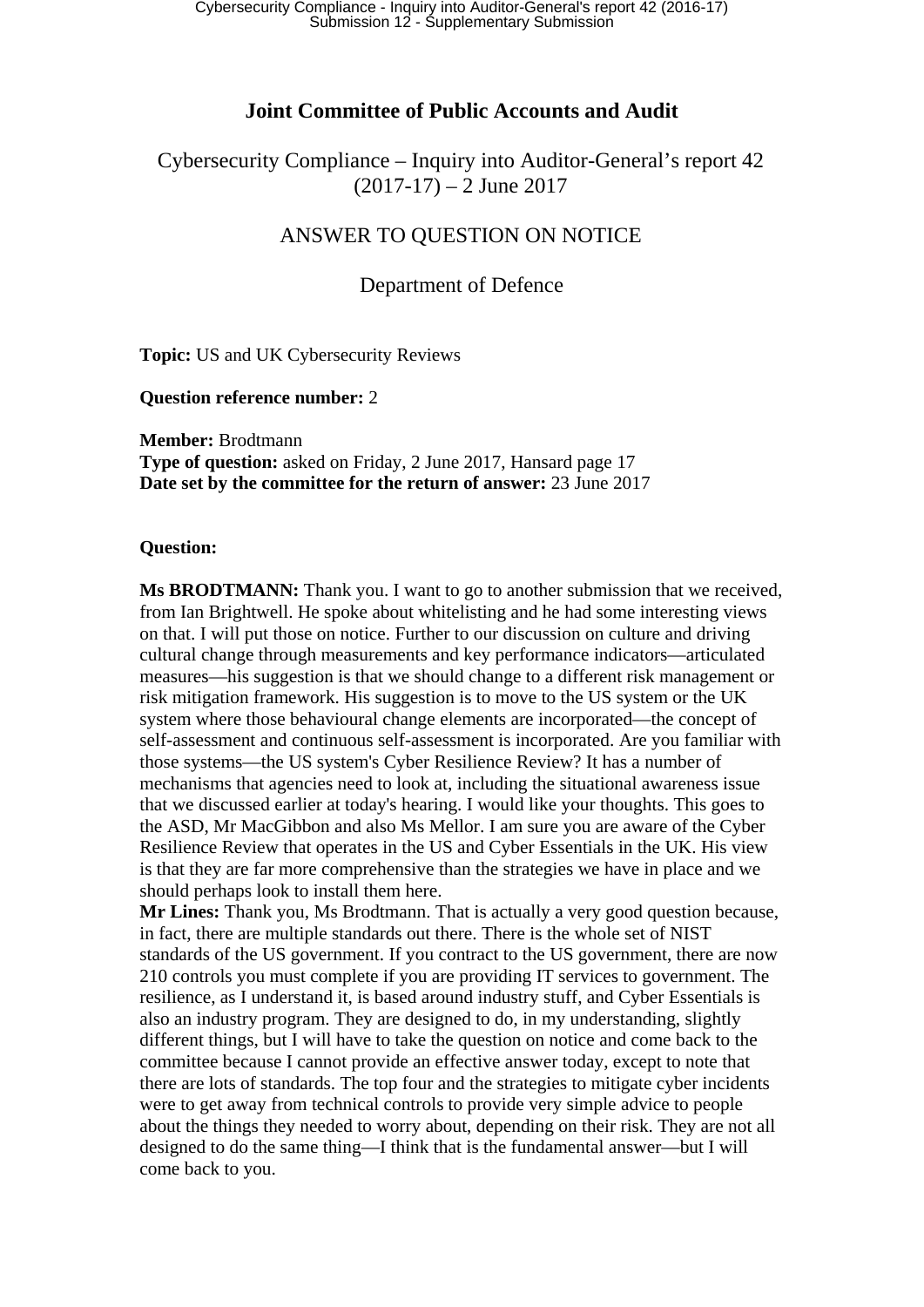# Joint Committee of Public Accounts and Audit

Cybersecurity Compliance – Inquiry into Auditor-General's report 42 (2017-17) – 2 June 2017

ANSWER TO QUESTION ON NOTICE

Department of Defence

**Topic:** US and UK Cybersecurity Reviews

**Question reference number:** 2

**Member:** Brodtmann
**Type of question:** asked on Friday, 2 June 2017, Hansard page 17
**Date set by the committee for the return of answer:** 23 June 2017

**Question:**

**Ms BRODTMANN:** Thank you. I want to go to another submission that we received, from Ian Brightwell. He spoke about whitelisting and he had some interesting views on that. I will put those on notice. Further to our discussion on culture and driving cultural change through measurements and key performance indicators—articulated measures—his suggestion is that we should change to a different risk management or risk mitigation framework. His suggestion is to move to the US system or the UK system where those behavioural change elements are incorporated—the concept of self-assessment and continuous self-assessment is incorporated. Are you familiar with those systems—the US system's Cyber Resilience Review? It has a number of mechanisms that agencies need to look at, including the situational awareness issue that we discussed earlier at today's hearing. I would like your thoughts. This goes to the ASD, Mr MacGibbon and also Ms Mellor. I am sure you are aware of the Cyber Resilience Review that operates in the US and Cyber Essentials in the UK. His view is that they are far more comprehensive than the strategies we have in place and we should perhaps look to install them here.
**Mr Lines:** Thank you, Ms Brodtmann. That is actually a very good question because, in fact, there are multiple standards out there. There is the whole set of NIST standards of the US government. If you contract to the US government, there are now 210 controls you must complete if you are providing IT services to government. The resilience, as I understand it, is based around industry stuff, and Cyber Essentials is also an industry program. They are designed to do, in my understanding, slightly different things, but I will have to take the question on notice and come back to the committee because I cannot provide an effective answer today, except to note that there are lots of standards. The top four and the strategies to mitigate cyber incidents were to get away from technical controls to provide very simple advice to people about the things they needed to worry about, depending on their risk. They are not all designed to do the same thing—I think that is the fundamental answer—but I will come back to you.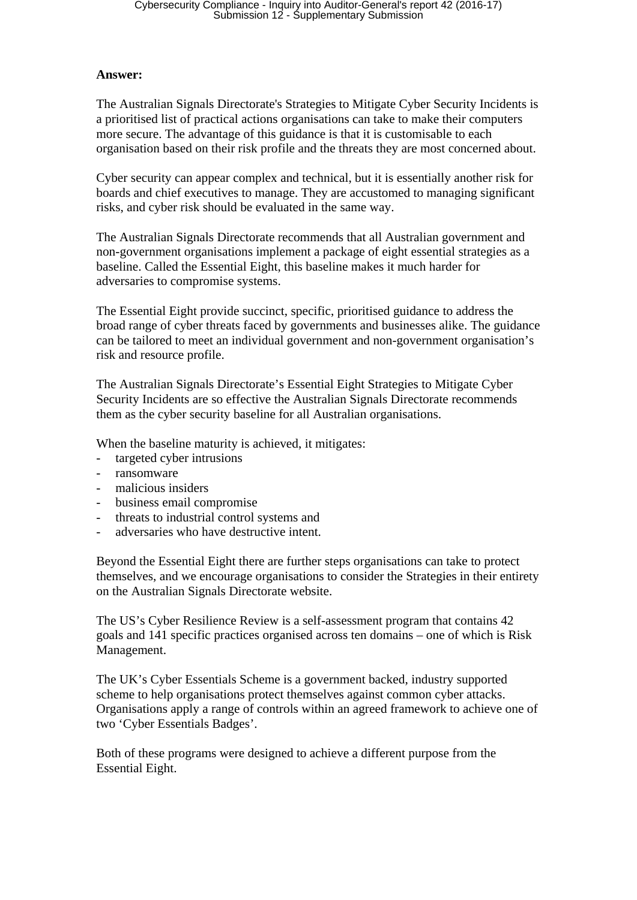**Answer:**

The Australian Signals Directorate's Strategies to Mitigate Cyber Security Incidents is a prioritised list of practical actions organisations can take to make their computers more secure. The advantage of this guidance is that it is customisable to each organisation based on their risk profile and the threats they are most concerned about.

Cyber security can appear complex and technical, but it is essentially another risk for boards and chief executives to manage. They are accustomed to managing significant risks, and cyber risk should be evaluated in the same way.

The Australian Signals Directorate recommends that all Australian government and non-government organisations implement a package of eight essential strategies as a baseline. Called the Essential Eight, this baseline makes it much harder for adversaries to compromise systems.

The Essential Eight provide succinct, specific, prioritised guidance to address the broad range of cyber threats faced by governments and businesses alike. The guidance can be tailored to meet an individual government and non-government organisation's risk and resource profile.

The Australian Signals Directorate's Essential Eight Strategies to Mitigate Cyber Security Incidents are so effective the Australian Signals Directorate recommends them as the cyber security baseline for all Australian organisations.

When the baseline maturity is achieved, it mitigates:

- targeted cyber intrusions
- ransomware
- malicious insiders
- business email compromise
- threats to industrial control systems and
- adversaries who have destructive intent.

Beyond the Essential Eight there are further steps organisations can take to protect themselves, and we encourage organisations to consider the Strategies in their entirety on the Australian Signals Directorate website.

The US's Cyber Resilience Review is a self-assessment program that contains 42 goals and 141 specific practices organised across ten domains – one of which is Risk Management.

The UK's Cyber Essentials Scheme is a government backed, industry supported scheme to help organisations protect themselves against common cyber attacks. Organisations apply a range of controls within an agreed framework to achieve one of two 'Cyber Essentials Badges'.

Both of these programs were designed to achieve a different purpose from the Essential Eight.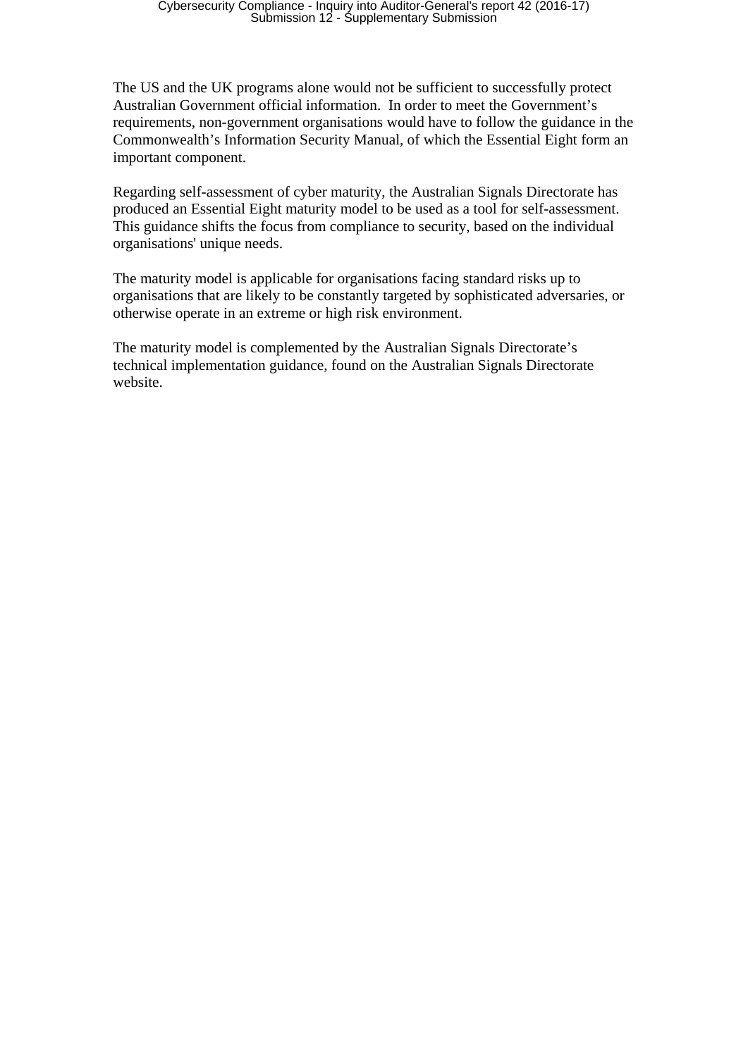The US and the UK programs alone would not be sufficient to successfully protect Australian Government official information. In order to meet the Government's requirements, non-government organisations would have to follow the guidance in the Commonwealth's Information Security Manual, of which the Essential Eight form an important component.

Regarding self-assessment of cyber maturity, the Australian Signals Directorate has produced an Essential Eight maturity model to be used as a tool for self-assessment. This guidance shifts the focus from compliance to security, based on the individual organisations' unique needs.

The maturity model is applicable for organisations facing standard risks up to organisations that are likely to be constantly targeted by sophisticated adversaries, or otherwise operate in an extreme or high risk environment.

The maturity model is complemented by the Australian Signals Directorate's technical implementation guidance, found on the Australian Signals Directorate website.